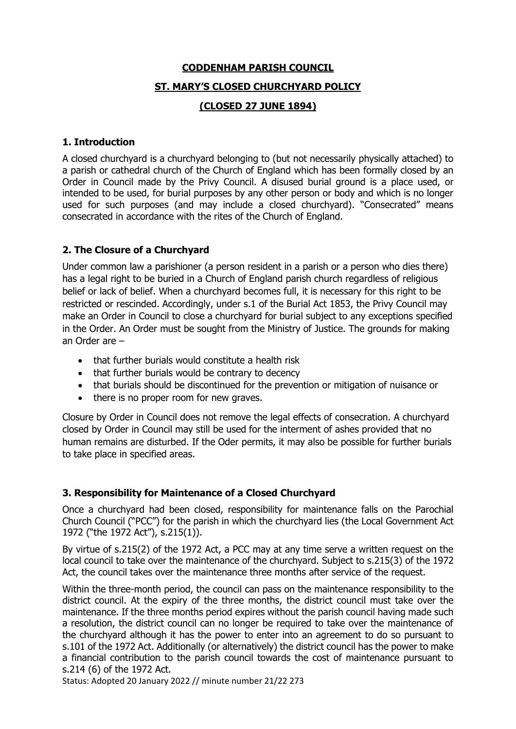# CODDENHAM PARISH COUNCIL

## ST. MARY'S CLOSED CHURCHYARD POLICY

## (CLOSED 27 JUNE 1894)

### 1. Introduction

A closed churchyard is a churchyard belonging to (but not necessarily physically attached) to a parish or cathedral church of the Church of England which has been formally closed by an Order in Council made by the Privy Council. A disused burial ground is a place used, or intended to be used, for burial purposes by any other person or body and which is no longer used for such purposes (and may include a closed churchyard). "Consecrated" means consecrated in accordance with the rites of the Church of England.

### 2. The Closure of a Churchyard

Under common law a parishioner (a person resident in a parish or a person who dies there) has a legal right to be buried in a Church of England parish church regardless of religious belief or lack of belief. When a churchyard becomes full, it is necessary for this right to be restricted or rescinded. Accordingly, under s.1 of the Burial Act 1853, the Privy Council may make an Order in Council to close a churchyard for burial subject to any exceptions specified in the Order. An Order must be sought from the Ministry of Justice. The grounds for making an Order are –

- that further burials would constitute a health risk
- that further burials would be contrary to decency
- that burials should be discontinued for the prevention or mitigation of nuisance or
- there is no proper room for new graves.

Closure by Order in Council does not remove the legal effects of consecration. A churchyard closed by Order in Council may still be used for the interment of ashes provided that no human remains are disturbed. If the Oder permits, it may also be possible for further burials to take place in specified areas.

### 3. Responsibility for Maintenance of a Closed Churchyard

Once a churchyard had been closed, responsibility for maintenance falls on the Parochial Church Council ("PCC") for the parish in which the churchyard lies (the Local Government Act 1972 ("the 1972 Act"), s.215(1)).

By virtue of s.215(2) of the 1972 Act, a PCC may at any time serve a written request on the local council to take over the maintenance of the churchyard. Subject to s.215(3) of the 1972 Act, the council takes over the maintenance three months after service of the request.

Within the three-month period, the council can pass on the maintenance responsibility to the district council. At the expiry of the three months, the district council must take over the maintenance. If the three months period expires without the parish council having made such a resolution, the district council can no longer be required to take over the maintenance of the churchyard although it has the power to enter into an agreement to do so pursuant to s.101 of the 1972 Act. Additionally (or alternatively) the district council has the power to make a financial contribution to the parish council towards the cost of maintenance pursuant to s.214 (6) of the 1972 Act.

Status: Adopted 20 January 2022 // minute number 21/22 273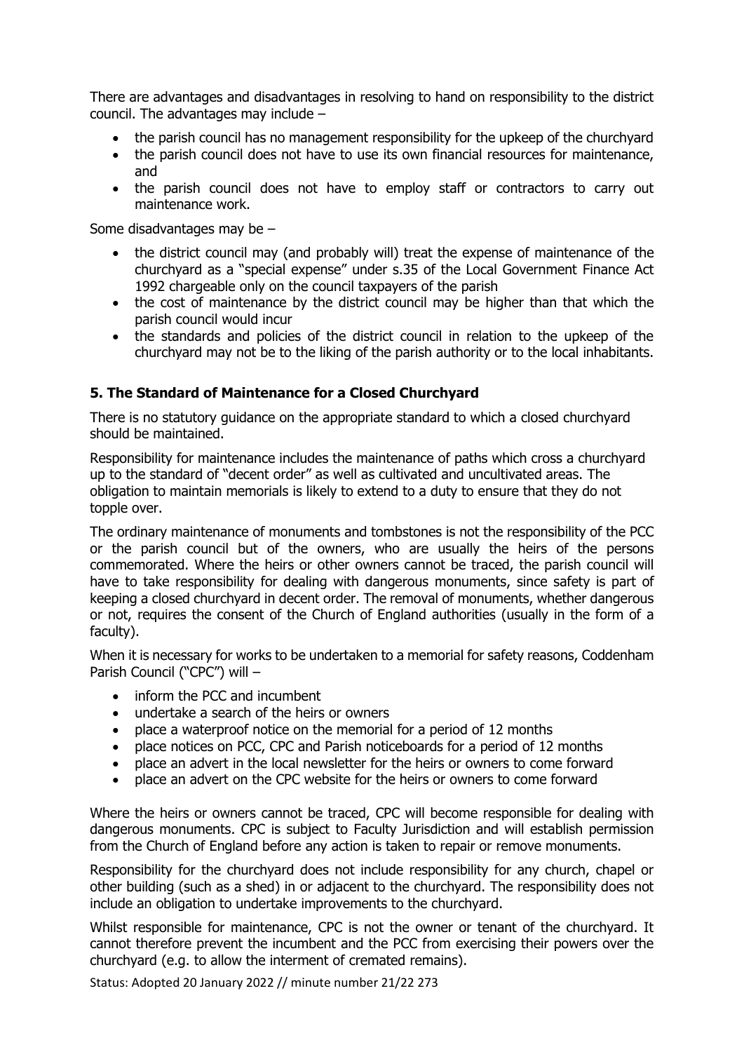There are advantages and disadvantages in resolving to hand on responsibility to the district council. The advantages may include –

- the parish council has no management responsibility for the upkeep of the churchyard
- the parish council does not have to use its own financial resources for maintenance, and
- the parish council does not have to employ staff or contractors to carry out maintenance work.

Some disadvantages may be –

- the district council may (and probably will) treat the expense of maintenance of the churchyard as a "special expense" under s.35 of the Local Government Finance Act 1992 chargeable only on the council taxpayers of the parish
- the cost of maintenance by the district council may be higher than that which the parish council would incur
- the standards and policies of the district council in relation to the upkeep of the churchyard may not be to the liking of the parish authority or to the local inhabitants.

## 5. The Standard of Maintenance for a Closed Churchyard

There is no statutory guidance on the appropriate standard to which a closed churchyard should be maintained.

Responsibility for maintenance includes the maintenance of paths which cross a churchyard up to the standard of "decent order" as well as cultivated and uncultivated areas. The obligation to maintain memorials is likely to extend to a duty to ensure that they do not topple over.

The ordinary maintenance of monuments and tombstones is not the responsibility of the PCC or the parish council but of the owners, who are usually the heirs of the persons commemorated. Where the heirs or other owners cannot be traced, the parish council will have to take responsibility for dealing with dangerous monuments, since safety is part of keeping a closed churchyard in decent order. The removal of monuments, whether dangerous or not, requires the consent of the Church of England authorities (usually in the form of a faculty).

When it is necessary for works to be undertaken to a memorial for safety reasons, Coddenham Parish Council ("CPC") will –

- inform the PCC and incumbent
- undertake a search of the heirs or owners
- place a waterproof notice on the memorial for a period of 12 months
- place notices on PCC, CPC and Parish noticeboards for a period of 12 months
- place an advert in the local newsletter for the heirs or owners to come forward
- place an advert on the CPC website for the heirs or owners to come forward

Where the heirs or owners cannot be traced, CPC will become responsible for dealing with dangerous monuments. CPC is subject to Faculty Jurisdiction and will establish permission from the Church of England before any action is taken to repair or remove monuments.

Responsibility for the churchyard does not include responsibility for any church, chapel or other building (such as a shed) in or adjacent to the churchyard. The responsibility does not include an obligation to undertake improvements to the churchyard.

Whilst responsible for maintenance, CPC is not the owner or tenant of the churchyard. It cannot therefore prevent the incumbent and the PCC from exercising their powers over the churchyard (e.g. to allow the interment of cremated remains).

Status: Adopted 20 January 2022 // minute number 21/22 273